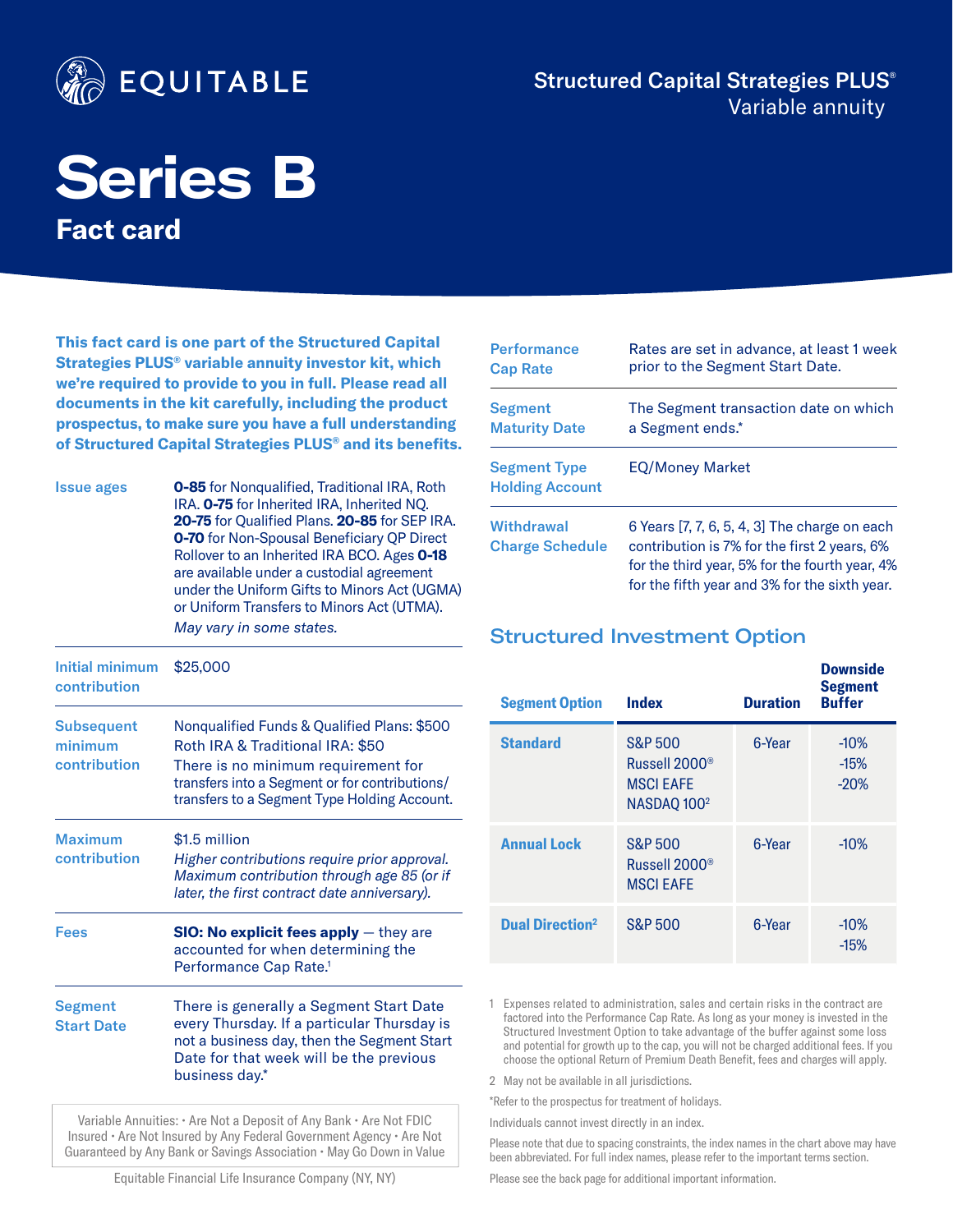# EQUITABLE

## Structured Capital Strategies PLUS®
Variable annuity

# Series B

## Fact card

**This fact card is one part of the Structured Capital Strategies PLUS® variable annuity investor kit, which we're required to provide to you in full. Please read all documents in the kit carefully, including the product prospectus, to make sure you have a full understanding of Structured Capital Strategies PLUS® and its benefits.**

| | |
|---|---|
| Issue ages | **0-85** for Nonqualified, Traditional IRA, Roth IRA. **0-75** for Inherited IRA, Inherited NQ. **20-75** for Qualified Plans. **20-85** for SEP IRA. **0-70** for Non-Spousal Beneficiary QP Direct Rollover to an Inherited IRA BCO. Ages **0-18** are available under a custodial agreement under the Uniform Gifts to Minors Act (UGMA) or Uniform Transfers to Minors Act (UTMA). *May vary in some states.* |
| Initial minimum contribution | $25,000 |
| Subsequent minimum contribution | Nonqualified Funds & Qualified Plans: $500<br>Roth IRA & Traditional IRA: $50<br>There is no minimum requirement for transfers into a Segment or for contributions/ transfers to a Segment Type Holding Account. |
| Maximum contribution | $1.5 million<br>*Higher contributions require prior approval. Maximum contribution through age 85 (or if later, the first contract date anniversary).* |
| Fees | **SIO: No explicit fees apply** — they are accounted for when determining the Performance Cap Rate.[1] |
| Segment Start Date | There is generally a Segment Start Date every Thursday. If a particular Thursday is not a business day, then the Segment Start Date for that week will be the previous business day.* |
| Performance Cap Rate | Rates are set in advance, at least 1 week prior to the Segment Start Date. |
| Segment Maturity Date | The Segment transaction date on which a Segment ends.* |
| Segment Type Holding Account | EQ/Money Market |
| Withdrawal Charge Schedule | 6 Years [7, 7, 6, 5, 4, 3] The charge on each contribution is 7% for the first 2 years, 6% for the third year, 5% for the fourth year, 4% for the fifth year and 3% for the sixth year. |

Variable Annuities: • Are Not a Deposit of Any Bank • Are Not FDIC Insured • Are Not Insured by Any Federal Government Agency • Are Not Guaranteed by Any Bank or Savings Association • May Go Down in Value

Equitable Financial Life Insurance Company (NY, NY)

## Structured Investment Option

| Segment Option | Index | Duration | Downside Segment Buffer |
|---|---|---|---|
| **Standard** | S&P 500<br>Russell 2000®<br>MSCI EAFE<br>NASDAQ 100[2] | 6-Year | -10%<br>-15%<br>-20% |
| **Annual Lock** | S&P 500<br>Russell 2000®<br>MSCI EAFE | 6-Year | -10% |
| **Dual Direction**[2] | S&P 500 | 6-Year | -10%<br>-15% |

1 Expenses related to administration, sales and certain risks in the contract are factored into the Performance Cap Rate. As long as your money is invested in the Structured Investment Option to take advantage of the buffer against some loss and potential for growth up to the cap, you will not be charged additional fees. If you choose the optional Return of Premium Death Benefit, fees and charges will apply.

2 May not be available in all jurisdictions.

*Refer to the prospectus for treatment of holidays.

Individuals cannot invest directly in an index.

Please note that due to spacing constraints, the index names in the chart above may have been abbreviated. For full index names, please refer to the important terms section.

Please see the back page for additional important information.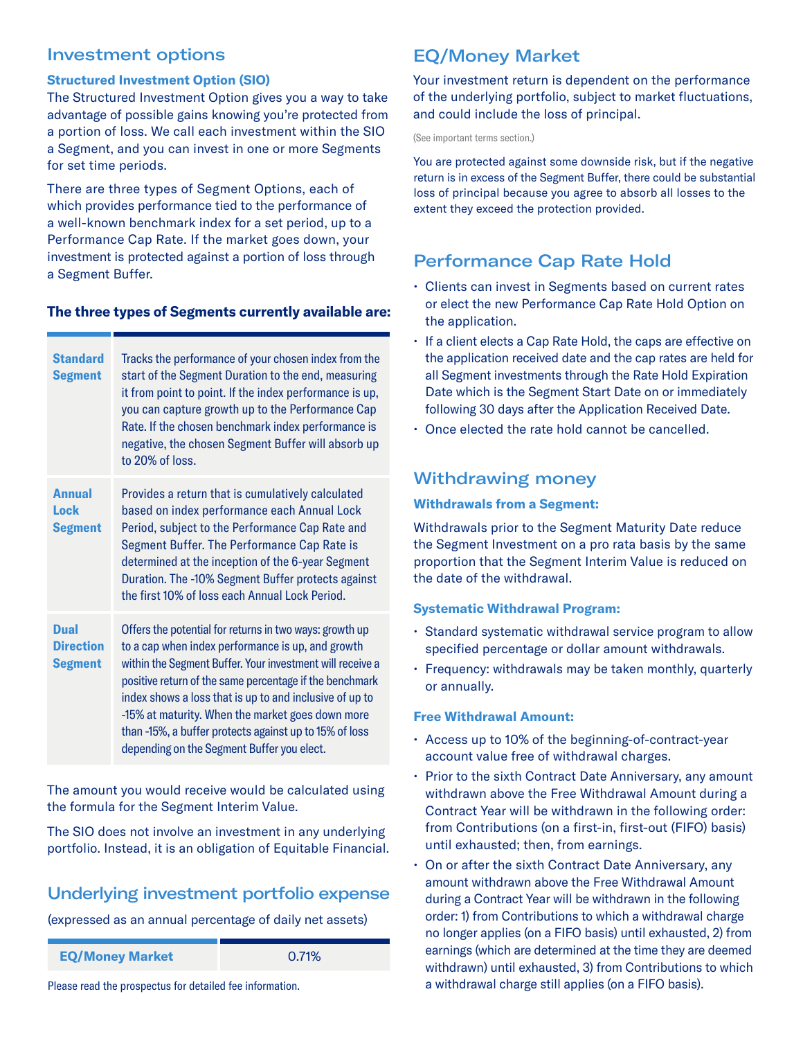## Investment options

### Structured Investment Option (SIO)

The Structured Investment Option gives you a way to take advantage of possible gains knowing you're protected from a portion of loss. We call each investment within the SIO a Segment, and you can invest in one or more Segments for set time periods.

There are three types of Segment Options, each of which provides performance tied to the performance of a well-known benchmark index for a set period, up to a Performance Cap Rate. If the market goes down, your investment is protected against a portion of loss through a Segment Buffer.

**The three types of Segments currently available are:**

| | |
|---|---|
| **Standard Segment** | Tracks the performance of your chosen index from the start of the Segment Duration to the end, measuring it from point to point. If the index performance is up, you can capture growth up to the Performance Cap Rate. If the chosen benchmark index performance is negative, the chosen Segment Buffer will absorb up to 20% of loss. |
| **Annual Lock Segment** | Provides a return that is cumulatively calculated based on index performance each Annual Lock Period, subject to the Performance Cap Rate and Segment Buffer. The Performance Cap Rate is determined at the inception of the 6-year Segment Duration. The -10% Segment Buffer protects against the first 10% of loss each Annual Lock Period. |
| **Dual Direction Segment** | Offers the potential for returns in two ways: growth up to a cap when index performance is up, and growth within the Segment Buffer. Your investment will receive a positive return of the same percentage if the benchmark index shows a loss that is up to and inclusive of up to -15% at maturity. When the market goes down more than -15%, a buffer protects against up to 15% of loss depending on the Segment Buffer you elect. |

The amount you would receive would be calculated using the formula for the Segment Interim Value.

The SIO does not involve an investment in any underlying portfolio. Instead, it is an obligation of Equitable Financial.

## Underlying investment portfolio expense

(expressed as an annual percentage of daily net assets)

| | |
|---|---|
| **EQ/Money Market** | 0.71% |

Please read the prospectus for detailed fee information.

## EQ/Money Market

Your investment return is dependent on the performance of the underlying portfolio, subject to market fluctuations, and could include the loss of principal.

(See important terms section.)

You are protected against some downside risk, but if the negative return is in excess of the Segment Buffer, there could be substantial loss of principal because you agree to absorb all losses to the extent they exceed the protection provided.

## Performance Cap Rate Hold

- Clients can invest in Segments based on current rates or elect the new Performance Cap Rate Hold Option on the application.
- If a client elects a Cap Rate Hold, the caps are effective on the application received date and the cap rates are held for all Segment investments through the Rate Hold Expiration Date which is the Segment Start Date on or immediately following 30 days after the Application Received Date.
- Once elected the rate hold cannot be cancelled.

## Withdrawing money

### Withdrawals from a Segment:

Withdrawals prior to the Segment Maturity Date reduce the Segment Investment on a pro rata basis by the same proportion that the Segment Interim Value is reduced on the date of the withdrawal.

### Systematic Withdrawal Program:

- Standard systematic withdrawal service program to allow specified percentage or dollar amount withdrawals.
- Frequency: withdrawals may be taken monthly, quarterly or annually.

### Free Withdrawal Amount:

- Access up to 10% of the beginning-of-contract-year account value free of withdrawal charges.
- Prior to the sixth Contract Date Anniversary, any amount withdrawn above the Free Withdrawal Amount during a Contract Year will be withdrawn in the following order: from Contributions (on a first-in, first-out (FIFO) basis) until exhausted; then, from earnings.
- On or after the sixth Contract Date Anniversary, any amount withdrawn above the Free Withdrawal Amount during a Contract Year will be withdrawn in the following order: 1) from Contributions to which a withdrawal charge no longer applies (on a FIFO basis) until exhausted, 2) from earnings (which are determined at the time they are deemed withdrawn) until exhausted, 3) from Contributions to which a withdrawal charge still applies (on a FIFO basis).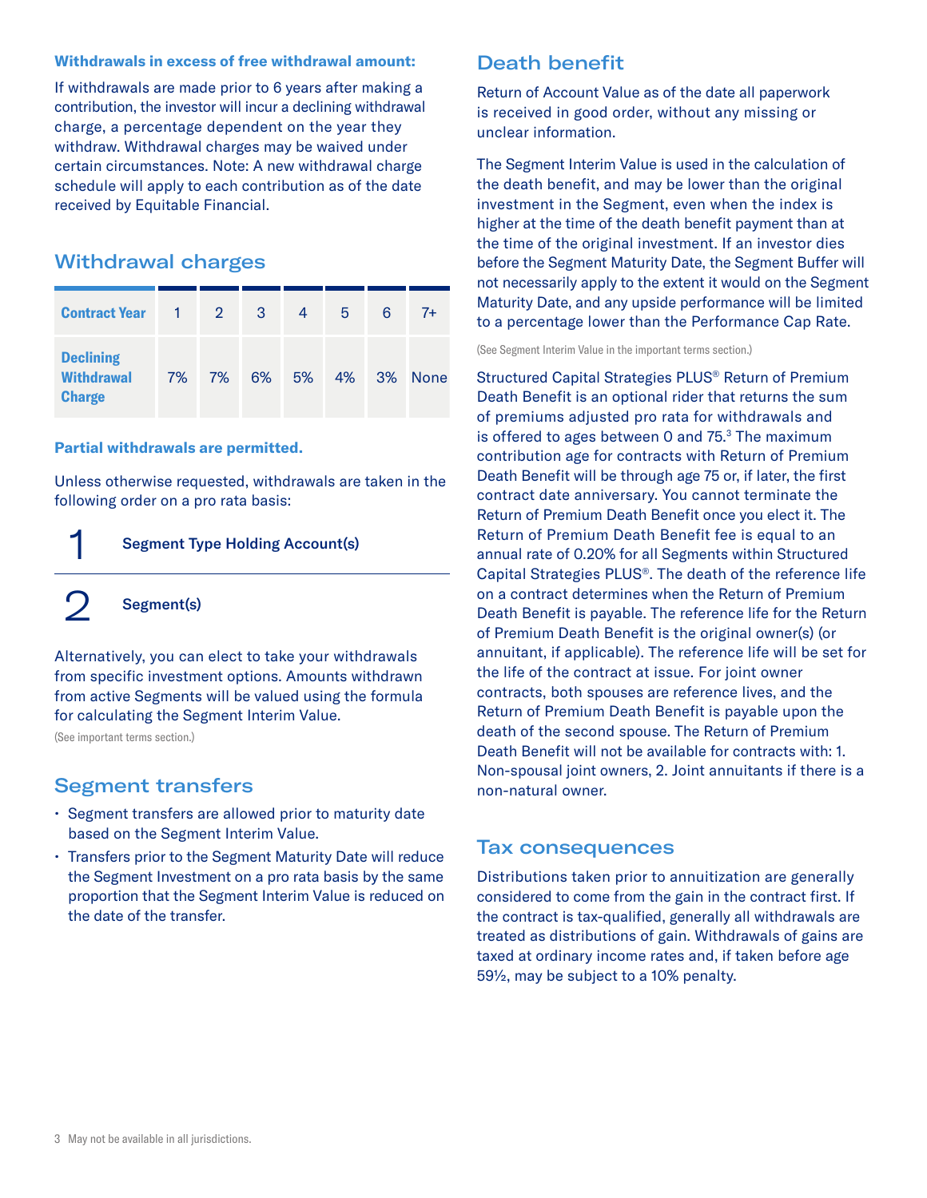**Withdrawals in excess of free withdrawal amount:**

If withdrawals are made prior to 6 years after making a contribution, the investor will incur a declining withdrawal charge, a percentage dependent on the year they withdraw. Withdrawal charges may be waived under certain circumstances. Note: A new withdrawal charge schedule will apply to each contribution as of the date received by Equitable Financial.

## Withdrawal charges

| Contract Year | 1 | 2 | 3 | 4 | 5 | 6 | 7+ |
|---|---|---|---|---|---|---|---|
| Declining Withdrawal Charge | 7% | 7% | 6% | 5% | 4% | 3% | None |

**Partial withdrawals are permitted.**

Unless otherwise requested, withdrawals are taken in the following order on a pro rata basis:

1. **Segment Type Holding Account(s)**
2. **Segment(s)**

Alternatively, you can elect to take your withdrawals from specific investment options. Amounts withdrawn from active Segments will be valued using the formula for calculating the Segment Interim Value.

(See important terms section.)

## Segment transfers

- Segment transfers are allowed prior to maturity date based on the Segment Interim Value.
- Transfers prior to the Segment Maturity Date will reduce the Segment Investment on a pro rata basis by the same proportion that the Segment Interim Value is reduced on the date of the transfer.

## Death benefit

Return of Account Value as of the date all paperwork is received in good order, without any missing or unclear information.

The Segment Interim Value is used in the calculation of the death benefit, and may be lower than the original investment in the Segment, even when the index is higher at the time of the death benefit payment than at the time of the original investment. If an investor dies before the Segment Maturity Date, the Segment Buffer will not necessarily apply to the extent it would on the Segment Maturity Date, and any upside performance will be limited to a percentage lower than the Performance Cap Rate.

(See Segment Interim Value in the important terms section.)

Structured Capital Strategies PLUS® Return of Premium Death Benefit is an optional rider that returns the sum of premiums adjusted pro rata for withdrawals and is offered to ages between 0 and 75.[3] The maximum contribution age for contracts with Return of Premium Death Benefit will be through age 75 or, if later, the first contract date anniversary. You cannot terminate the Return of Premium Death Benefit once you elect it. The Return of Premium Death Benefit fee is equal to an annual rate of 0.20% for all Segments within Structured Capital Strategies PLUS®. The death of the reference life on a contract determines when the Return of Premium Death Benefit is payable. The reference life for the Return of Premium Death Benefit is the original owner(s) (or annuitant, if applicable). The reference life will be set for the life of the contract at issue. For joint owner contracts, both spouses are reference lives, and the Return of Premium Death Benefit is payable upon the death of the second spouse. The Return of Premium Death Benefit will not be available for contracts with: 1. Non-spousal joint owners, 2. Joint annuitants if there is a non-natural owner.

## Tax consequences

Distributions taken prior to annuitization are generally considered to come from the gain in the contract first. If the contract is tax-qualified, generally all withdrawals are treated as distributions of gain. Withdrawals of gains are taxed at ordinary income rates and, if taken before age 59½, may be subject to a 10% penalty.

3 May not be available in all jurisdictions.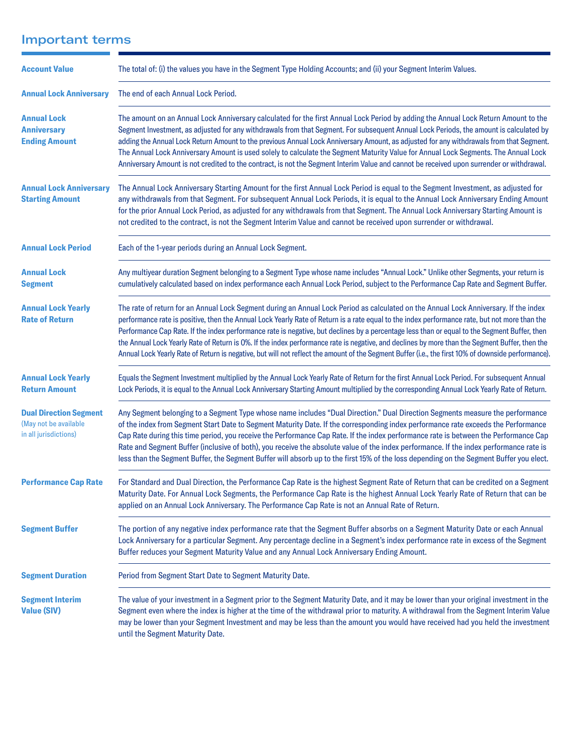## Important terms

| Term | Definition |
|---|---|
| **Account Value** | The total of: (i) the values you have in the Segment Type Holding Accounts; and (ii) your Segment Interim Values. |
| **Annual Lock Anniversary** | The end of each Annual Lock Period. |
| **Annual Lock Anniversary Ending Amount** | The amount on an Annual Lock Anniversary calculated for the first Annual Lock Period by adding the Annual Lock Return Amount to the Segment Investment, as adjusted for any withdrawals from that Segment. For subsequent Annual Lock Periods, the amount is calculated by adding the Annual Lock Return Amount to the previous Annual Lock Anniversary Amount, as adjusted for any withdrawals from that Segment. The Annual Lock Anniversary Amount is used solely to calculate the Segment Maturity Value for Annual Lock Segments. The Annual Lock Anniversary Amount is not credited to the contract, is not the Segment Interim Value and cannot be received upon surrender or withdrawal. |
| **Annual Lock Anniversary Starting Amount** | The Annual Lock Anniversary Starting Amount for the first Annual Lock Period is equal to the Segment Investment, as adjusted for any withdrawals from that Segment. For subsequent Annual Lock Periods, it is equal to the Annual Lock Anniversary Ending Amount for the prior Annual Lock Period, as adjusted for any withdrawals from that Segment. The Annual Lock Anniversary Starting Amount is not credited to the contract, is not the Segment Interim Value and cannot be received upon surrender or withdrawal. |
| **Annual Lock Period** | Each of the 1-year periods during an Annual Lock Segment. |
| **Annual Lock Segment** | Any multiyear duration Segment belonging to a Segment Type whose name includes "Annual Lock." Unlike other Segments, your return is cumulatively calculated based on index performance each Annual Lock Period, subject to the Performance Cap Rate and Segment Buffer. |
| **Annual Lock Yearly Rate of Return** | The rate of return for an Annual Lock Segment during an Annual Lock Period as calculated on the Annual Lock Anniversary. If the index performance rate is positive, then the Annual Lock Yearly Rate of Return is a rate equal to the index performance rate, but not more than the Performance Cap Rate. If the index performance rate is negative, but declines by a percentage less than or equal to the Segment Buffer, then the Annual Lock Yearly Rate of Return is 0%. If the index performance rate is negative, and declines by more than the Segment Buffer, then the Annual Lock Yearly Rate of Return is negative, but will not reflect the amount of the Segment Buffer (i.e., the first 10% of downside performance). |
| **Annual Lock Yearly Return Amount** | Equals the Segment Investment multiplied by the Annual Lock Yearly Rate of Return for the first Annual Lock Period. For subsequent Annual Lock Periods, it is equal to the Annual Lock Anniversary Starting Amount multiplied by the corresponding Annual Lock Yearly Rate of Return. |
| **Dual Direction Segment** (May not be available in all jurisdictions) | Any Segment belonging to a Segment Type whose name includes "Dual Direction." Dual Direction Segments measure the performance of the index from Segment Start Date to Segment Maturity Date. If the corresponding index performance rate exceeds the Performance Cap Rate during this time period, you receive the Performance Cap Rate. If the index performance rate is between the Performance Cap Rate and Segment Buffer (inclusive of both), you receive the absolute value of the index performance. If the index performance rate is less than the Segment Buffer, the Segment Buffer will absorb up to the first 15% of the loss depending on the Segment Buffer you elect. |
| **Performance Cap Rate** | For Standard and Dual Direction, the Performance Cap Rate is the highest Segment Rate of Return that can be credited on a Segment Maturity Date. For Annual Lock Segments, the Performance Cap Rate is the highest Annual Lock Yearly Rate of Return that can be applied on an Annual Lock Anniversary. The Performance Cap Rate is not an Annual Rate of Return. |
| **Segment Buffer** | The portion of any negative index performance rate that the Segment Buffer absorbs on a Segment Maturity Date or each Annual Lock Anniversary for a particular Segment. Any percentage decline in a Segment's index performance rate in excess of the Segment Buffer reduces your Segment Maturity Value and any Annual Lock Anniversary Ending Amount. |
| **Segment Duration** | Period from Segment Start Date to Segment Maturity Date. |
| **Segment Interim Value (SIV)** | The value of your investment in a Segment prior to the Segment Maturity Date, and it may be lower than your original investment in the Segment even where the index is higher at the time of the withdrawal prior to maturity. A withdrawal from the Segment Interim Value may be lower than your Segment Investment and may be less than the amount you would have received had you held the investment until the Segment Maturity Date. |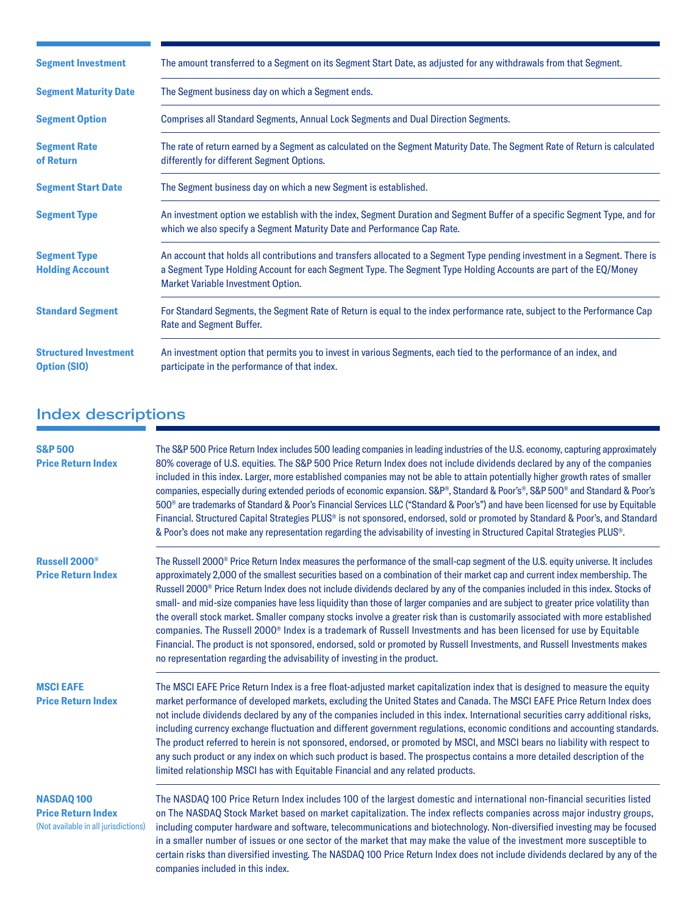| | |
|---|---|
| **Segment Investment** | The amount transferred to a Segment on its Segment Start Date, as adjusted for any withdrawals from that Segment. |
| **Segment Maturity Date** | The Segment business day on which a Segment ends. |
| **Segment Option** | Comprises all Standard Segments, Annual Lock Segments and Dual Direction Segments. |
| **Segment Rate of Return** | The rate of return earned by a Segment as calculated on the Segment Maturity Date. The Segment Rate of Return is calculated differently for different Segment Options. |
| **Segment Start Date** | The Segment business day on which a new Segment is established. |
| **Segment Type** | An investment option we establish with the index, Segment Duration and Segment Buffer of a specific Segment Type, and for which we also specify a Segment Maturity Date and Performance Cap Rate. |
| **Segment Type Holding Account** | An account that holds all contributions and transfers allocated to a Segment Type pending investment in a Segment. There is a Segment Type Holding Account for each Segment Type. The Segment Type Holding Accounts are part of the EQ/Money Market Variable Investment Option. |
| **Standard Segment** | For Standard Segments, the Segment Rate of Return is equal to the index performance rate, subject to the Performance Cap Rate and Segment Buffer. |
| **Structured Investment Option (SIO)** | An investment option that permits you to invest in various Segments, each tied to the performance of an index, and participate in the performance of that index. |

## Index descriptions

| | |
|---|---|
| **S&P 500 Price Return Index** | The S&P 500 Price Return Index includes 500 leading companies in leading industries of the U.S. economy, capturing approximately 80% coverage of U.S. equities. The S&P 500 Price Return Index does not include dividends declared by any of the companies included in this index. Larger, more established companies may not be able to attain potentially higher growth rates of smaller companies, especially during extended periods of economic expansion. S&P®, Standard & Poor's®, S&P 500® and Standard & Poor's 500® are trademarks of Standard & Poor's Financial Services LLC ("Standard & Poor's") and have been licensed for use by Equitable Financial. Structured Capital Strategies PLUS® is not sponsored, endorsed, sold or promoted by Standard & Poor's, and Standard & Poor's does not make any representation regarding the advisability of investing in Structured Capital Strategies PLUS®. |
| **Russell 2000® Price Return Index** | The Russell 2000® Price Return Index measures the performance of the small-cap segment of the U.S. equity universe. It includes approximately 2,000 of the smallest securities based on a combination of their market cap and current index membership. The Russell 2000® Price Return Index does not include dividends declared by any of the companies included in this index. Stocks of small- and mid-size companies have less liquidity than those of larger companies and are subject to greater price volatility than the overall stock market. Smaller company stocks involve a greater risk than is customarily associated with more established companies. The Russell 2000® Index is a trademark of Russell Investments and has been licensed for use by Equitable Financial. The product is not sponsored, endorsed, sold or promoted by Russell Investments, and Russell Investments makes no representation regarding the advisability of investing in the product. |
| **MSCI EAFE Price Return Index** | The MSCI EAFE Price Return Index is a free float-adjusted market capitalization index that is designed to measure the equity market performance of developed markets, excluding the United States and Canada. The MSCI EAFE Price Return Index does not include dividends declared by any of the companies included in this index. International securities carry additional risks, including currency exchange fluctuation and different government regulations, economic conditions and accounting standards. The product referred to herein is not sponsored, endorsed, or promoted by MSCI, and MSCI bears no liability with respect to any such product or any index on which such product is based. The prospectus contains a more detailed description of the limited relationship MSCI has with Equitable Financial and any related products. |
| **NASDAQ 100 Price Return Index** (Not available in all jurisdictions) | The NASDAQ 100 Price Return Index includes 100 of the largest domestic and international non-financial securities listed on The NASDAQ Stock Market based on market capitalization. The index reflects companies across major industry groups, including computer hardware and software, telecommunications and biotechnology. Non-diversified investing may be focused in a smaller number of issues or one sector of the market that may make the value of the investment more susceptible to certain risks than diversified investing. The NASDAQ 100 Price Return Index does not include dividends declared by any of the companies included in this index. |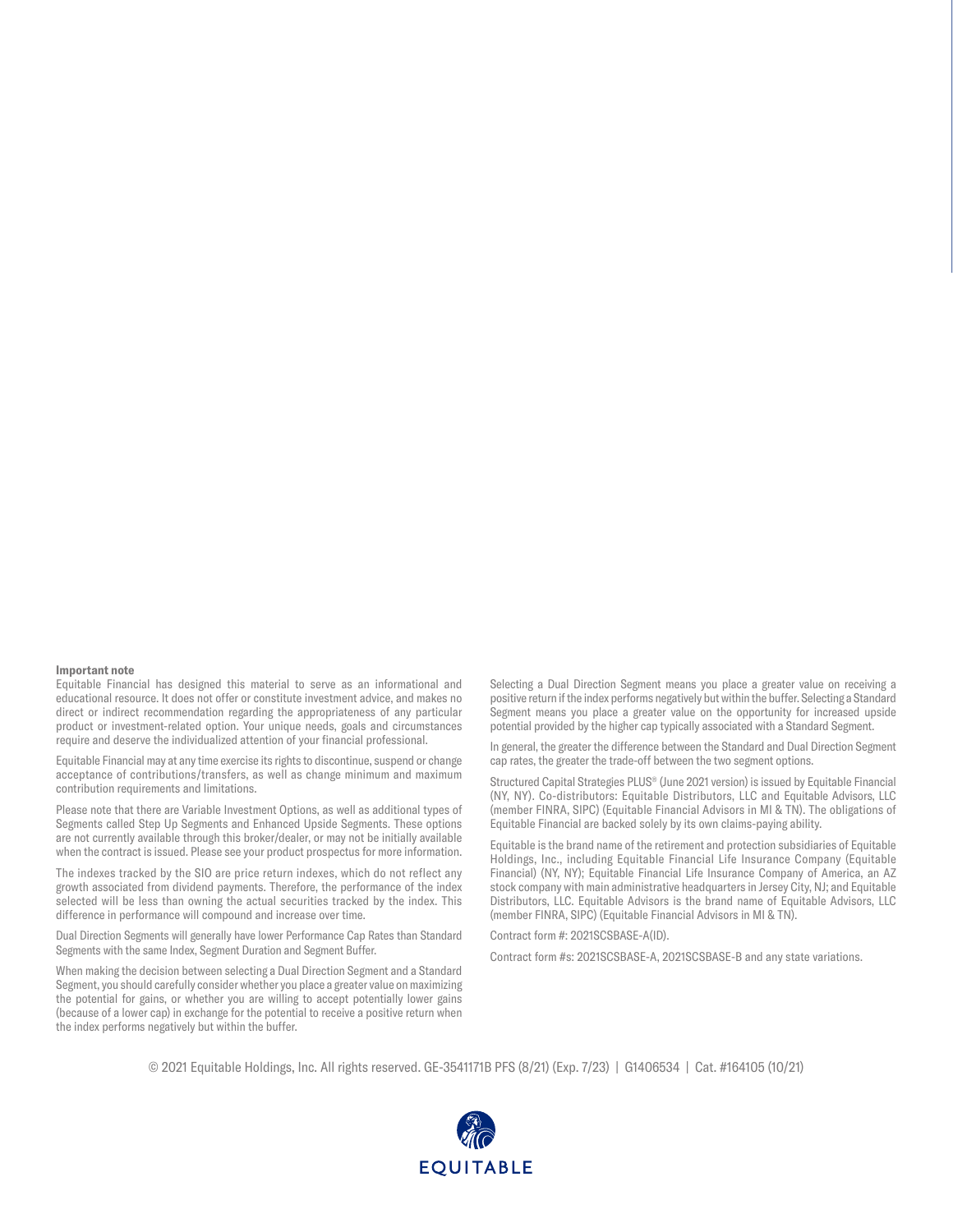**Important note**

Equitable Financial has designed this material to serve as an informational and educational resource. It does not offer or constitute investment advice, and makes no direct or indirect recommendation regarding the appropriateness of any particular product or investment-related option. Your unique needs, goals and circumstances require and deserve the individualized attention of your financial professional.

Equitable Financial may at any time exercise its rights to discontinue, suspend or change acceptance of contributions/transfers, as well as change minimum and maximum contribution requirements and limitations.

Please note that there are Variable Investment Options, as well as additional types of Segments called Step Up Segments and Enhanced Upside Segments. These options are not currently available through this broker/dealer, or may not be initially available when the contract is issued. Please see your product prospectus for more information.

The indexes tracked by the SIO are price return indexes, which do not reflect any growth associated from dividend payments. Therefore, the performance of the index selected will be less than owning the actual securities tracked by the index. This difference in performance will compound and increase over time.

Dual Direction Segments will generally have lower Performance Cap Rates than Standard Segments with the same Index, Segment Duration and Segment Buffer.

When making the decision between selecting a Dual Direction Segment and a Standard Segment, you should carefully consider whether you place a greater value on maximizing the potential for gains, or whether you are willing to accept potentially lower gains (because of a lower cap) in exchange for the potential to receive a positive return when the index performs negatively but within the buffer.

Selecting a Dual Direction Segment means you place a greater value on receiving a positive return if the index performs negatively but within the buffer. Selecting a Standard Segment means you place a greater value on the opportunity for increased upside potential provided by the higher cap typically associated with a Standard Segment.

In general, the greater the difference between the Standard and Dual Direction Segment cap rates, the greater the trade-off between the two segment options.

Structured Capital Strategies PLUS® (June 2021 version) is issued by Equitable Financial (NY, NY). Co-distributors: Equitable Distributors, LLC and Equitable Advisors, LLC (member FINRA, SIPC) (Equitable Financial Advisors in MI & TN). The obligations of Equitable Financial are backed solely by its own claims-paying ability.

Equitable is the brand name of the retirement and protection subsidiaries of Equitable Holdings, Inc., including Equitable Financial Life Insurance Company (Equitable Financial) (NY, NY); Equitable Financial Life Insurance Company of America, an AZ stock company with main administrative headquarters in Jersey City, NJ; and Equitable Distributors, LLC. Equitable Advisors is the brand name of Equitable Advisors, LLC (member FINRA, SIPC) (Equitable Financial Advisors in MI & TN).

Contract form #: 2021SCSBASE-A(ID).

Contract form #s: 2021SCSBASE-A, 2021SCSBASE-B and any state variations.

© 2021 Equitable Holdings, Inc. All rights reserved. GE-3541171B PFS (8/21) (Exp. 7/23) | G1406534 | Cat. #164105 (10/21)

EQUITABLE